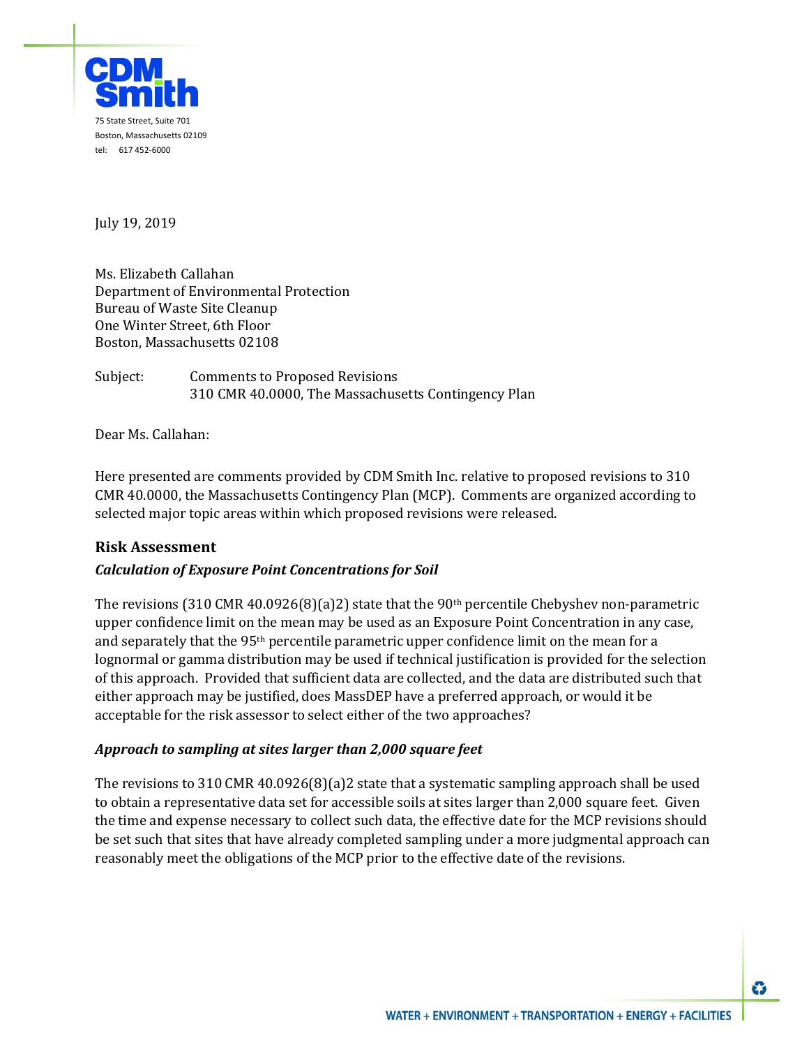CDM Smith

75 State Street, Suite 701
Boston, Massachusetts 02109
tel: 617 452-6000

July 19, 2019

Ms. Elizabeth Callahan
Department of Environmental Protection
Bureau of Waste Site Cleanup
One Winter Street, 6th Floor
Boston, Massachusetts 02108

Subject: Comments to Proposed Revisions
310 CMR 40.0000, The Massachusetts Contingency Plan

Dear Ms. Callahan:

Here presented are comments provided by CDM Smith Inc. relative to proposed revisions to 310 CMR 40.0000, the Massachusetts Contingency Plan (MCP). Comments are organized according to selected major topic areas within which proposed revisions were released.

## Risk Assessment

### *Calculation of Exposure Point Concentrations for Soil*

The revisions (310 CMR 40.0926(8)(a)2) state that the 90th percentile Chebyshev non-parametric upper confidence limit on the mean may be used as an Exposure Point Concentration in any case, and separately that the 95th percentile parametric upper confidence limit on the mean for a lognormal or gamma distribution may be used if technical justification is provided for the selection of this approach. Provided that sufficient data are collected, and the data are distributed such that either approach may be justified, does MassDEP have a preferred approach, or would it be acceptable for the risk assessor to select either of the two approaches?

### *Approach to sampling at sites larger than 2,000 square feet*

The revisions to 310 CMR 40.0926(8)(a)2 state that a systematic sampling approach shall be used to obtain a representative data set for accessible soils at sites larger than 2,000 square feet. Given the time and expense necessary to collect such data, the effective date for the MCP revisions should be set such that sites that have already completed sampling under a more judgmental approach can reasonably meet the obligations of the MCP prior to the effective date of the revisions.

WATER + ENVIRONMENT + TRANSPORTATION + ENERGY + FACILITIES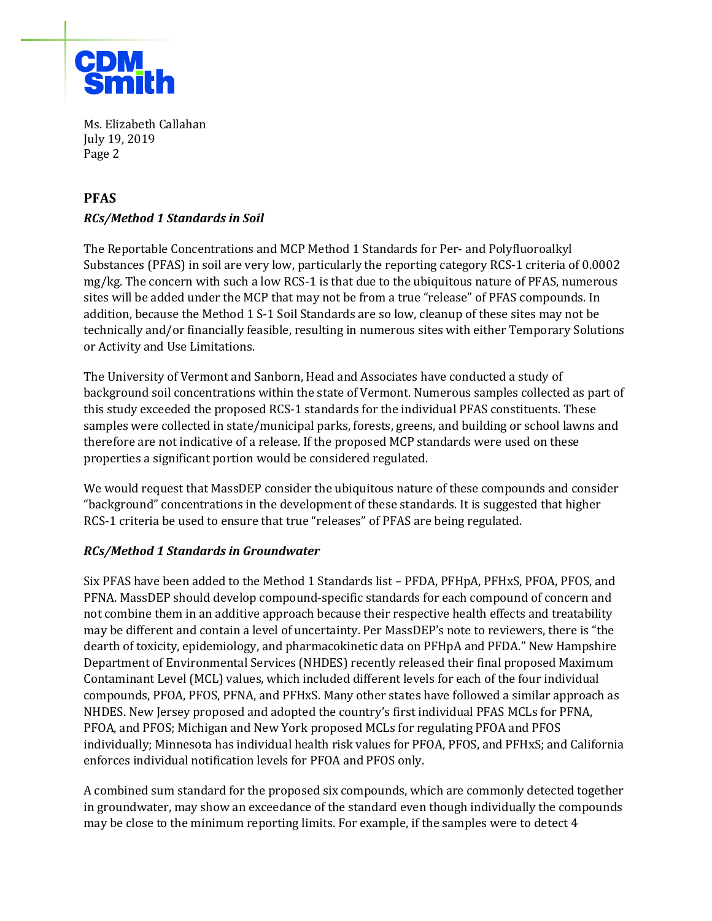## PFAS

### *RCs/Method 1 Standards in Soil*

The Reportable Concentrations and MCP Method 1 Standards for Per- and Polyfluoroalkyl Substances (PFAS) in soil are very low, particularly the reporting category RCS-1 criteria of 0.0002 mg/kg. The concern with such a low RCS-1 is that due to the ubiquitous nature of PFAS, numerous sites will be added under the MCP that may not be from a true "release" of PFAS compounds. In addition, because the Method 1 S-1 Soil Standards are so low, cleanup of these sites may not be technically and/or financially feasible, resulting in numerous sites with either Temporary Solutions or Activity and Use Limitations.

The University of Vermont and Sanborn, Head and Associates have conducted a study of background soil concentrations within the state of Vermont. Numerous samples collected as part of this study exceeded the proposed RCS-1 standards for the individual PFAS constituents. These samples were collected in state/municipal parks, forests, greens, and building or school lawns and therefore are not indicative of a release. If the proposed MCP standards were used on these properties a significant portion would be considered regulated.

We would request that MassDEP consider the ubiquitous nature of these compounds and consider "background" concentrations in the development of these standards. It is suggested that higher RCS-1 criteria be used to ensure that true "releases" of PFAS are being regulated.

### *RCs/Method 1 Standards in Groundwater*

Six PFAS have been added to the Method 1 Standards list – PFDA, PFHpA, PFHxS, PFOA, PFOS, and PFNA. MassDEP should develop compound-specific standards for each compound of concern and not combine them in an additive approach because their respective health effects and treatability may be different and contain a level of uncertainty. Per MassDEP's note to reviewers, there is "the dearth of toxicity, epidemiology, and pharmacokinetic data on PFHpA and PFDA." New Hampshire Department of Environmental Services (NHDES) recently released their final proposed Maximum Contaminant Level (MCL) values, which included different levels for each of the four individual compounds, PFOA, PFOS, PFNA, and PFHxS. Many other states have followed a similar approach as NHDES. New Jersey proposed and adopted the country's first individual PFAS MCLs for PFNA, PFOA, and PFOS; Michigan and New York proposed MCLs for regulating PFOA and PFOS individually; Minnesota has individual health risk values for PFOA, PFOS, and PFHxS; and California enforces individual notification levels for PFOA and PFOS only.

A combined sum standard for the proposed six compounds, which are commonly detected together in groundwater, may show an exceedance of the standard even though individually the compounds may be close to the minimum reporting limits. For example, if the samples were to detect 4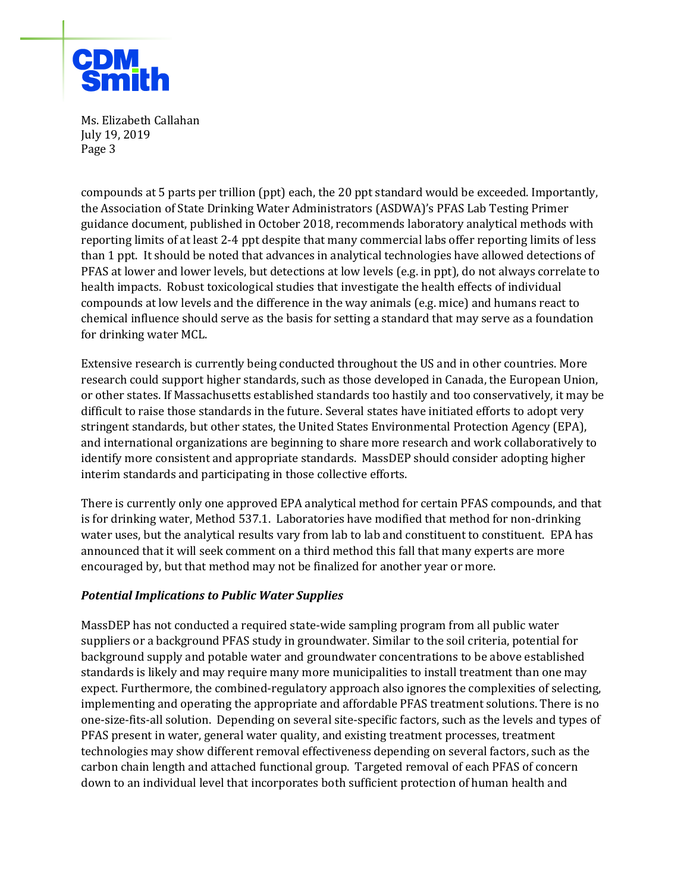compounds at 5 parts per trillion (ppt) each, the 20 ppt standard would be exceeded. Importantly, the Association of State Drinking Water Administrators (ASDWA)'s PFAS Lab Testing Primer guidance document, published in October 2018, recommends laboratory analytical methods with reporting limits of at least 2-4 ppt despite that many commercial labs offer reporting limits of less than 1 ppt. It should be noted that advances in analytical technologies have allowed detections of PFAS at lower and lower levels, but detections at low levels (e.g. in ppt), do not always correlate to health impacts. Robust toxicological studies that investigate the health effects of individual compounds at low levels and the difference in the way animals (e.g. mice) and humans react to chemical influence should serve as the basis for setting a standard that may serve as a foundation for drinking water MCL.

Extensive research is currently being conducted throughout the US and in other countries. More research could support higher standards, such as those developed in Canada, the European Union, or other states. If Massachusetts established standards too hastily and too conservatively, it may be difficult to raise those standards in the future. Several states have initiated efforts to adopt very stringent standards, but other states, the United States Environmental Protection Agency (EPA), and international organizations are beginning to share more research and work collaboratively to identify more consistent and appropriate standards. MassDEP should consider adopting higher interim standards and participating in those collective efforts.

There is currently only one approved EPA analytical method for certain PFAS compounds, and that is for drinking water, Method 537.1. Laboratories have modified that method for non-drinking water uses, but the analytical results vary from lab to lab and constituent to constituent. EPA has announced that it will seek comment on a third method this fall that many experts are more encouraged by, but that method may not be finalized for another year or more.

***Potential Implications to Public Water Supplies***

MassDEP has not conducted a required state-wide sampling program from all public water suppliers or a background PFAS study in groundwater. Similar to the soil criteria, potential for background supply and potable water and groundwater concentrations to be above established standards is likely and may require many more municipalities to install treatment than one may expect. Furthermore, the combined-regulatory approach also ignores the complexities of selecting, implementing and operating the appropriate and affordable PFAS treatment solutions. There is no one-size-fits-all solution. Depending on several site-specific factors, such as the levels and types of PFAS present in water, general water quality, and existing treatment processes, treatment technologies may show different removal effectiveness depending on several factors, such as the carbon chain length and attached functional group. Targeted removal of each PFAS of concern down to an individual level that incorporates both sufficient protection of human health and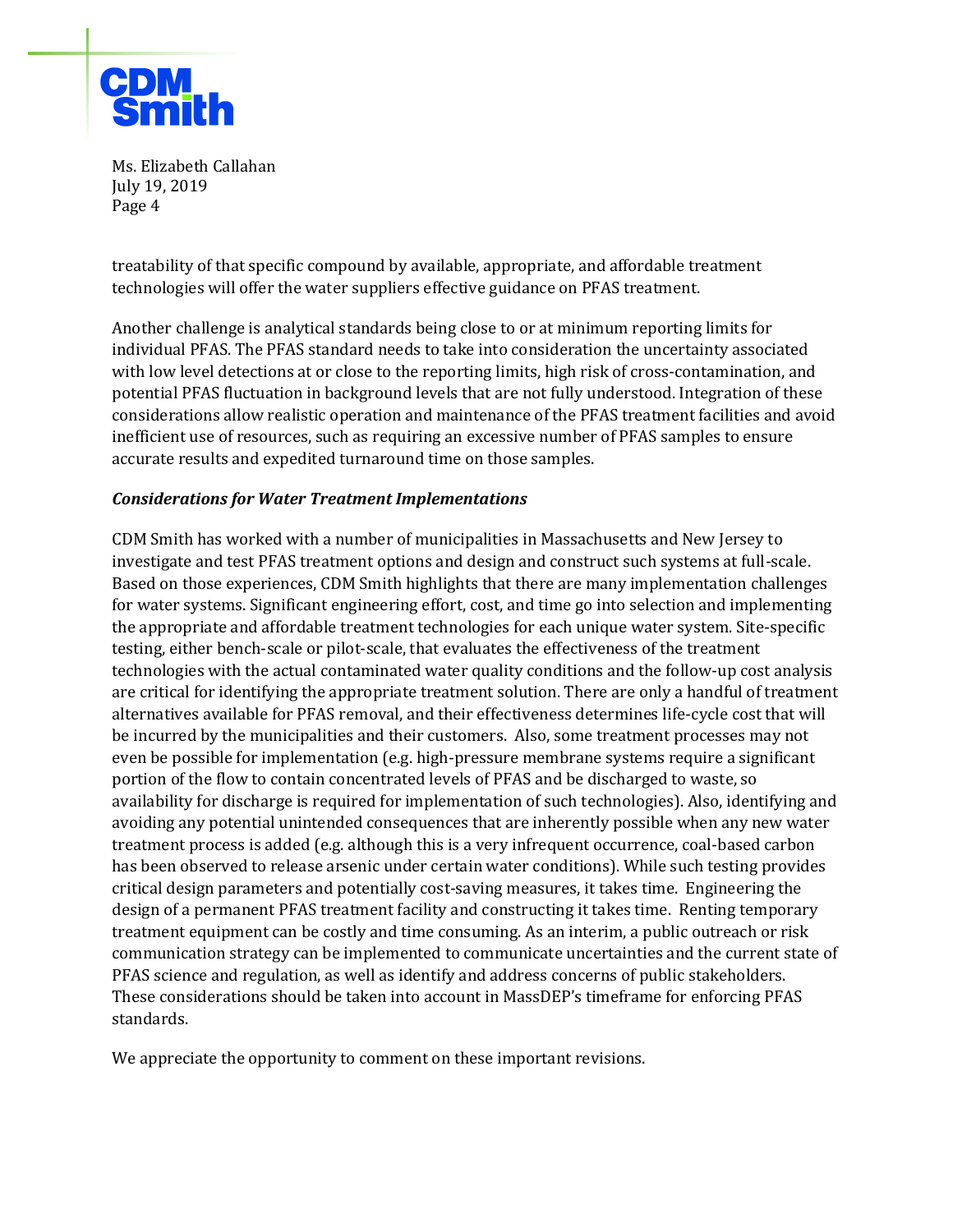treatability of that specific compound by available, appropriate, and affordable treatment technologies will offer the water suppliers effective guidance on PFAS treatment.

Another challenge is analytical standards being close to or at minimum reporting limits for individual PFAS. The PFAS standard needs to take into consideration the uncertainty associated with low level detections at or close to the reporting limits, high risk of cross-contamination, and potential PFAS fluctuation in background levels that are not fully understood. Integration of these considerations allow realistic operation and maintenance of the PFAS treatment facilities and avoid inefficient use of resources, such as requiring an excessive number of PFAS samples to ensure accurate results and expedited turnaround time on those samples.

***Considerations for Water Treatment Implementations***

CDM Smith has worked with a number of municipalities in Massachusetts and New Jersey to investigate and test PFAS treatment options and design and construct such systems at full-scale. Based on those experiences, CDM Smith highlights that there are many implementation challenges for water systems. Significant engineering effort, cost, and time go into selection and implementing the appropriate and affordable treatment technologies for each unique water system. Site-specific testing, either bench-scale or pilot-scale, that evaluates the effectiveness of the treatment technologies with the actual contaminated water quality conditions and the follow-up cost analysis are critical for identifying the appropriate treatment solution. There are only a handful of treatment alternatives available for PFAS removal, and their effectiveness determines life-cycle cost that will be incurred by the municipalities and their customers. Also, some treatment processes may not even be possible for implementation (e.g. high-pressure membrane systems require a significant portion of the flow to contain concentrated levels of PFAS and be discharged to waste, so availability for discharge is required for implementation of such technologies). Also, identifying and avoiding any potential unintended consequences that are inherently possible when any new water treatment process is added (e.g. although this is a very infrequent occurrence, coal-based carbon has been observed to release arsenic under certain water conditions). While such testing provides critical design parameters and potentially cost-saving measures, it takes time. Engineering the design of a permanent PFAS treatment facility and constructing it takes time. Renting temporary treatment equipment can be costly and time consuming. As an interim, a public outreach or risk communication strategy can be implemented to communicate uncertainties and the current state of PFAS science and regulation, as well as identify and address concerns of public stakeholders. These considerations should be taken into account in MassDEP's timeframe for enforcing PFAS standards.

We appreciate the opportunity to comment on these important revisions.